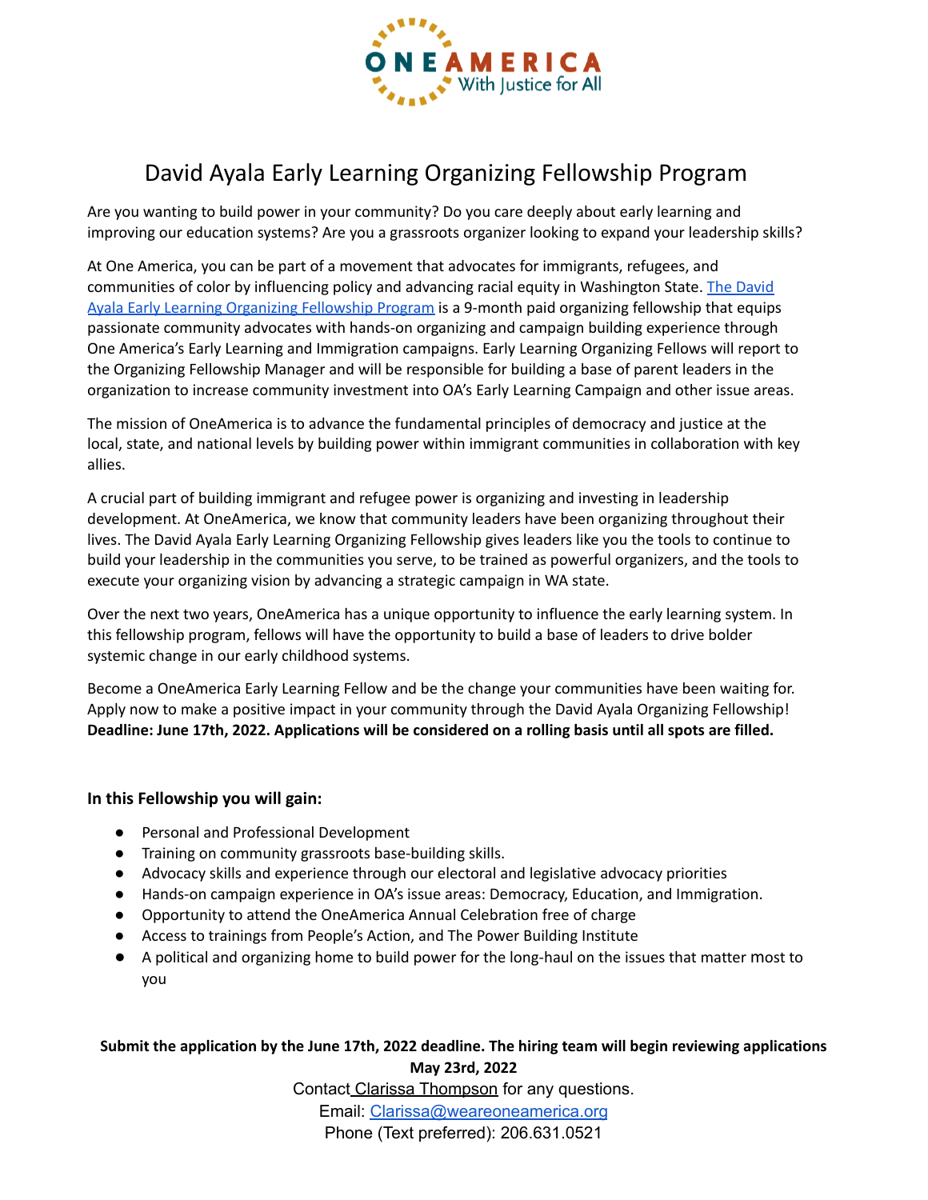ONEAMERICA With Justice for All

# David Ayala Early Learning Organizing Fellowship Program

Are you wanting to build power in your community? Do you care deeply about early learning and improving our education systems? Are you a grassroots organizer looking to expand your leadership skills?

At One America, you can be part of a movement that advocates for immigrants, refugees, and communities of color by influencing policy and advancing racial equity in Washington State. [The David Ayala Early Learning Organizing Fellowship Program]() is a 9-month paid organizing fellowship that equips passionate community advocates with hands-on organizing and campaign building experience through One America's Early Learning and Immigration campaigns. Early Learning Organizing Fellows will report to the Organizing Fellowship Manager and will be responsible for building a base of parent leaders in the organization to increase community investment into OA's Early Learning Campaign and other issue areas.

The mission of OneAmerica is to advance the fundamental principles of democracy and justice at the local, state, and national levels by building power within immigrant communities in collaboration with key allies.

A crucial part of building immigrant and refugee power is organizing and investing in leadership development. At OneAmerica, we know that community leaders have been organizing throughout their lives. The David Ayala Early Learning Organizing Fellowship gives leaders like you the tools to continue to build your leadership in the communities you serve, to be trained as powerful organizers, and the tools to execute your organizing vision by advancing a strategic campaign in WA state.

Over the next two years, OneAmerica has a unique opportunity to influence the early learning system. In this fellowship program, fellows will have the opportunity to build a base of leaders to drive bolder systemic change in our early childhood systems.

Become a OneAmerica Early Learning Fellow and be the change your communities have been waiting for. Apply now to make a positive impact in your community through the David Ayala Organizing Fellowship! **Deadline: June 17th, 2022. Applications will be considered on a rolling basis until all spots are filled.**

### In this Fellowship you will gain:

- Personal and Professional Development
- Training on community grassroots base-building skills.
- Advocacy skills and experience through our electoral and legislative advocacy priorities
- Hands-on campaign experience in OA's issue areas: Democracy, Education, and Immigration.
- Opportunity to attend the OneAmerica Annual Celebration free of charge
- Access to trainings from People's Action, and The Power Building Institute
- A political and organizing home to build power for the long-haul on the issues that matter most to you

**Submit the application by the June 17th, 2022 deadline. The hiring team will begin reviewing applications May 23rd, 2022**

Contact [Clarissa Thompson]() for any questions.

Email: [Clarissa@weareoneamerica.org](mailto:Clarissa@weareoneamerica.org)

Phone (Text preferred): 206.631.0521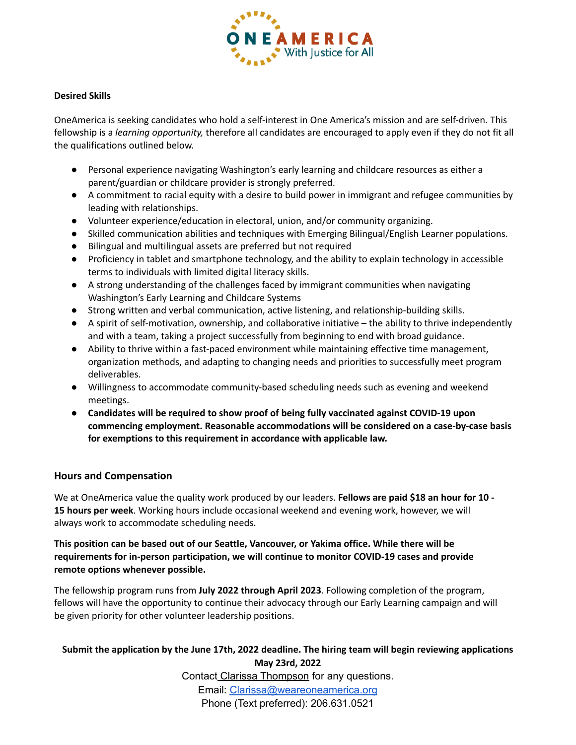**Desired Skills**

OneAmerica is seeking candidates who hold a self-interest in One America's mission and are self-driven. This fellowship is a *learning opportunity,* therefore all candidates are encouraged to apply even if they do not fit all the qualifications outlined below.

- Personal experience navigating Washington's early learning and childcare resources as either a parent/guardian or childcare provider is strongly preferred.
- A commitment to racial equity with a desire to build power in immigrant and refugee communities by leading with relationships.
- Volunteer experience/education in electoral, union, and/or community organizing.
- Skilled communication abilities and techniques with Emerging Bilingual/English Learner populations.
- Bilingual and multilingual assets are preferred but not required
- Proficiency in tablet and smartphone technology, and the ability to explain technology in accessible terms to individuals with limited digital literacy skills.
- A strong understanding of the challenges faced by immigrant communities when navigating Washington's Early Learning and Childcare Systems
- Strong written and verbal communication, active listening, and relationship-building skills.
- A spirit of self-motivation, ownership, and collaborative initiative – the ability to thrive independently and with a team, taking a project successfully from beginning to end with broad guidance.
- Ability to thrive within a fast-paced environment while maintaining effective time management, organization methods, and adapting to changing needs and priorities to successfully meet program deliverables.
- Willingness to accommodate community-based scheduling needs such as evening and weekend meetings.
- **Candidates will be required to show proof of being fully vaccinated against COVID-19 upon commencing employment. Reasonable accommodations will be considered on a case-by-case basis for exemptions to this requirement in accordance with applicable law.**

## Hours and Compensation

We at OneAmerica value the quality work produced by our leaders. **Fellows are paid $18 an hour for 10 - 15 hours per week**. Working hours include occasional weekend and evening work, however, we will always work to accommodate scheduling needs.

**This position can be based out of our Seattle, Vancouver, or Yakima office. While there will be requirements for in-person participation, we will continue to monitor COVID-19 cases and provide remote options whenever possible.**

The fellowship program runs from **July 2022 through April 2023**. Following completion of the program, fellows will have the opportunity to continue their advocacy through our Early Learning campaign and will be given priority for other volunteer leadership positions.

**Submit the application by the June 17th, 2022 deadline. The hiring team will begin reviewing applications May 23rd, 2022**

Contact Clarissa Thompson for any questions.

Email: Clarissa@weareoneamerica.org

Phone (Text preferred): 206.631.0521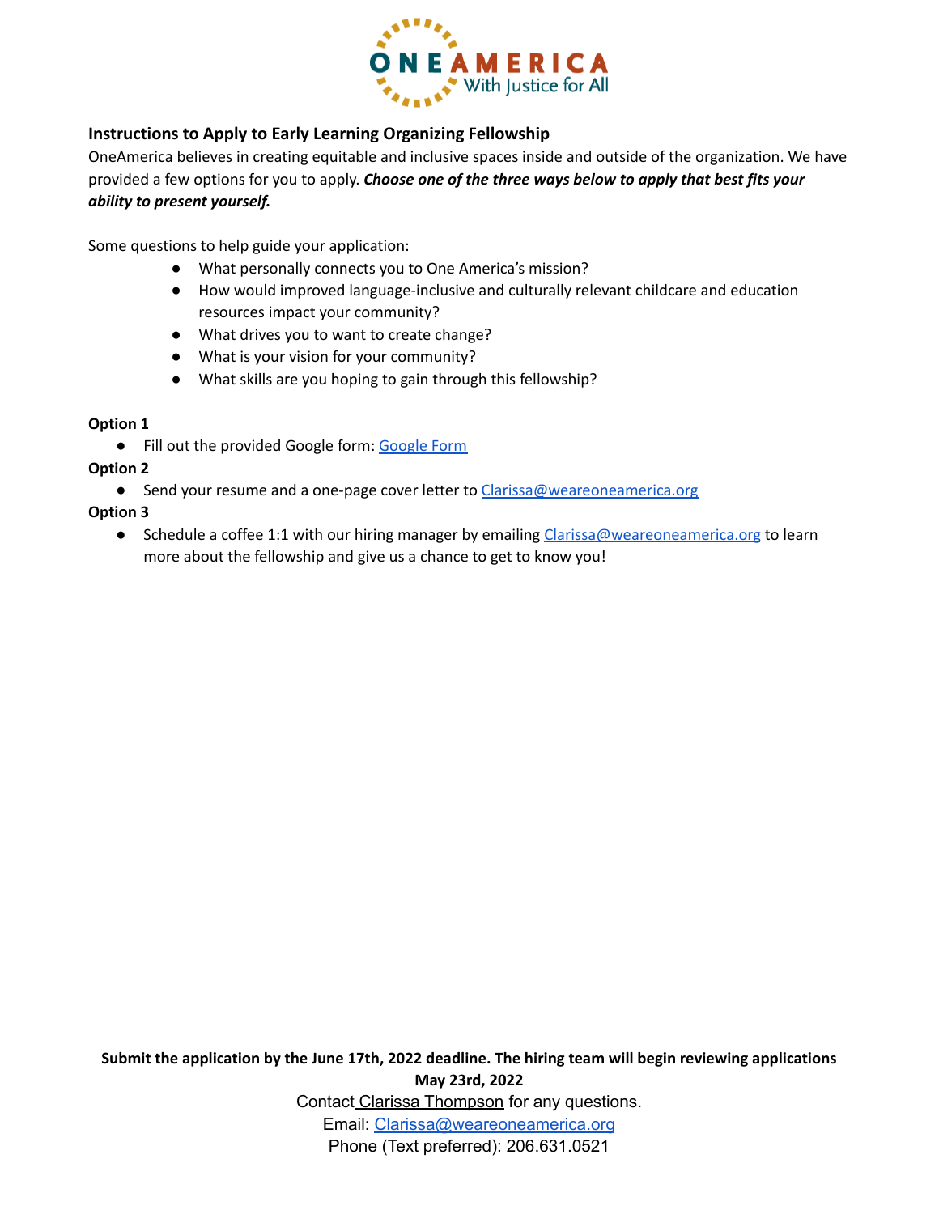ONE AMERICA
With Justice for All

### Instructions to Apply to Early Learning Organizing Fellowship

OneAmerica believes in creating equitable and inclusive spaces inside and outside of the organization. We have provided a few options for you to apply. ***Choose one of the three ways below to apply that best fits your ability to present yourself.***

Some questions to help guide your application:

- What personally connects you to One America's mission?
- How would improved language-inclusive and culturally relevant childcare and education resources impact your community?
- What drives you to want to create change?
- What is your vision for your community?
- What skills are you hoping to gain through this fellowship?

**Option 1**

- Fill out the provided Google form: Google Form

**Option 2**

- Send your resume and a one-page cover letter to Clarissa@weareoneamerica.org

**Option 3**

- Schedule a coffee 1:1 with our hiring manager by emailing Clarissa@weareoneamerica.org to learn more about the fellowship and give us a chance to get to know you!

**Submit the application by the June 17th, 2022 deadline. The hiring team will begin reviewing applications May 23rd, 2022**

Contact Clarissa Thompson for any questions.

Email: Clarissa@weareoneamerica.org

Phone (Text preferred): 206.631.0521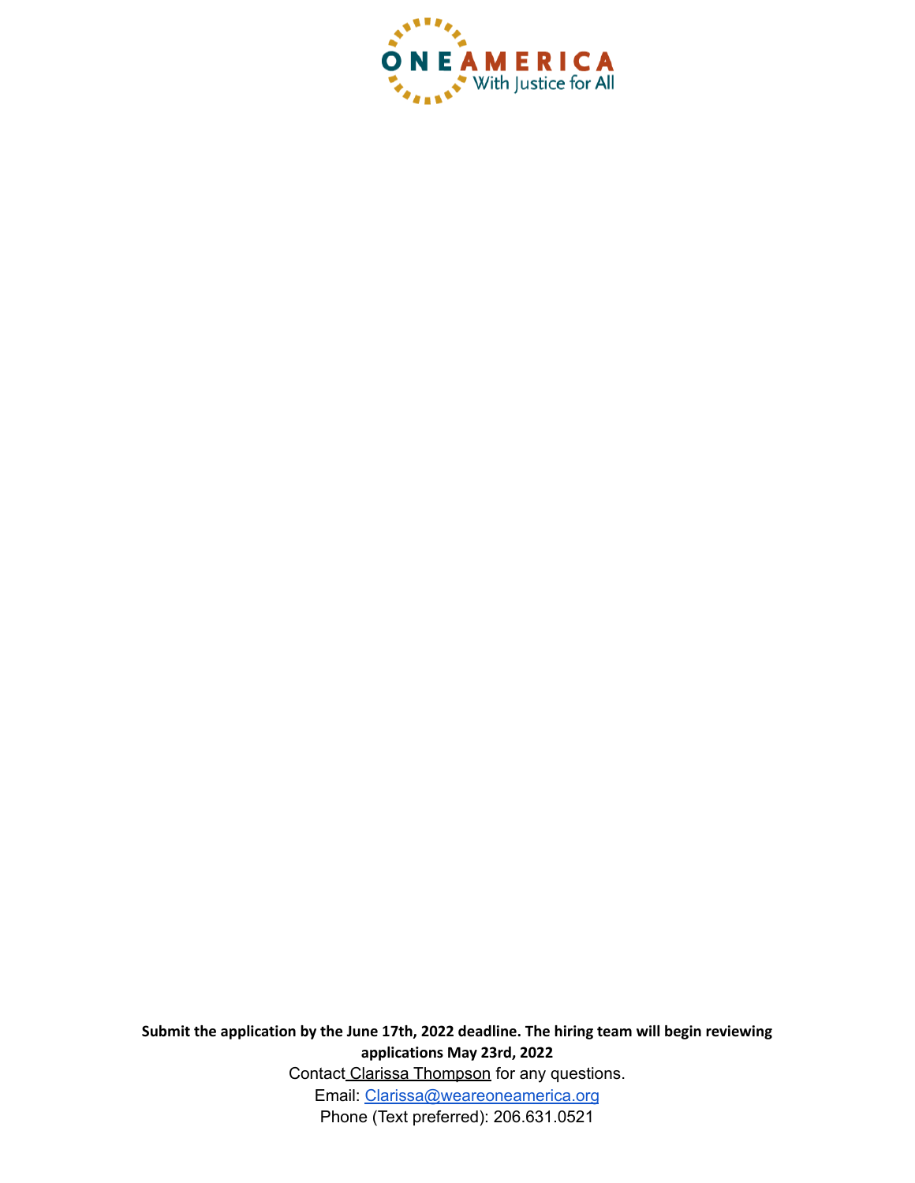**Submit the application by the June 17th, 2022 deadline. The hiring team will begin reviewing applications May 23rd, 2022**

Contact Clarissa Thompson for any questions.

Email: Clarissa@weareoneamerica.org

Phone (Text preferred): 206.631.0521